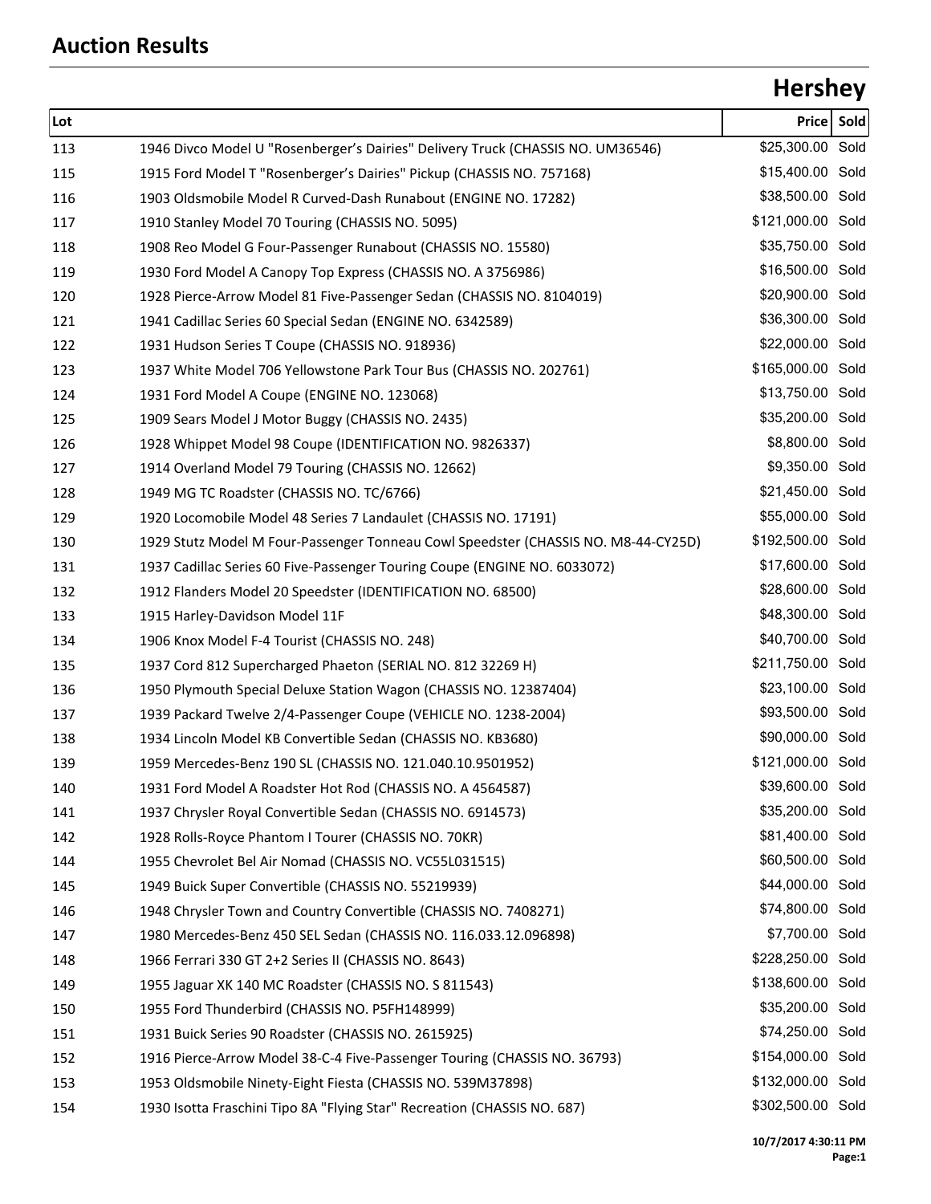# Auction Results

## Hershey

| Lot | | Price | Sold |
|---|---|---|---|
| 113 | 1946 Divco Model U "Rosenberger's Dairies" Delivery Truck (CHASSIS NO. UM36546) | $25,300.00 | Sold |
| 115 | 1915 Ford Model T "Rosenberger's Dairies" Pickup (CHASSIS NO. 757168) | $15,400.00 | Sold |
| 116 | 1903 Oldsmobile Model R Curved-Dash Runabout (ENGINE NO. 17282) | $38,500.00 | Sold |
| 117 | 1910 Stanley Model 70 Touring (CHASSIS NO. 5095) | $121,000.00 | Sold |
| 118 | 1908 Reo Model G Four-Passenger Runabout (CHASSIS NO. 15580) | $35,750.00 | Sold |
| 119 | 1930 Ford Model A Canopy Top Express (CHASSIS NO. A 3756986) | $16,500.00 | Sold |
| 120 | 1928 Pierce-Arrow Model 81 Five-Passenger Sedan (CHASSIS NO. 8104019) | $20,900.00 | Sold |
| 121 | 1941 Cadillac Series 60 Special Sedan (ENGINE NO. 6342589) | $36,300.00 | Sold |
| 122 | 1931 Hudson Series T Coupe (CHASSIS NO. 918936) | $22,000.00 | Sold |
| 123 | 1937 White Model 706 Yellowstone Park Tour Bus (CHASSIS NO. 202761) | $165,000.00 | Sold |
| 124 | 1931 Ford Model A Coupe (ENGINE NO. 123068) | $13,750.00 | Sold |
| 125 | 1909 Sears Model J Motor Buggy (CHASSIS NO. 2435) | $35,200.00 | Sold |
| 126 | 1928 Whippet Model 98 Coupe (IDENTIFICATION NO. 9826337) | $8,800.00 | Sold |
| 127 | 1914 Overland Model 79 Touring (CHASSIS NO. 12662) | $9,350.00 | Sold |
| 128 | 1949 MG TC Roadster (CHASSIS NO. TC/6766) | $21,450.00 | Sold |
| 129 | 1920 Locomobile Model 48 Series 7 Landaulet (CHASSIS NO. 17191) | $55,000.00 | Sold |
| 130 | 1929 Stutz Model M Four-Passenger Tonneau Cowl Speedster (CHASSIS NO. M8-44-CY25D) | $192,500.00 | Sold |
| 131 | 1937 Cadillac Series 60 Five-Passenger Touring Coupe (ENGINE NO. 6033072) | $17,600.00 | Sold |
| 132 | 1912 Flanders Model 20 Speedster (IDENTIFICATION NO. 68500) | $28,600.00 | Sold |
| 133 | 1915 Harley-Davidson Model 11F | $48,300.00 | Sold |
| 134 | 1906 Knox Model F-4 Tourist (CHASSIS NO. 248) | $40,700.00 | Sold |
| 135 | 1937 Cord 812 Supercharged Phaeton (SERIAL NO. 812 32269 H) | $211,750.00 | Sold |
| 136 | 1950 Plymouth Special Deluxe Station Wagon (CHASSIS NO. 12387404) | $23,100.00 | Sold |
| 137 | 1939 Packard Twelve 2/4-Passenger Coupe (VEHICLE NO. 1238-2004) | $93,500.00 | Sold |
| 138 | 1934 Lincoln Model KB Convertible Sedan (CHASSIS NO. KB3680) | $90,000.00 | Sold |
| 139 | 1959 Mercedes-Benz 190 SL (CHASSIS NO. 121.040.10.9501952) | $121,000.00 | Sold |
| 140 | 1931 Ford Model A Roadster Hot Rod (CHASSIS NO. A 4564587) | $39,600.00 | Sold |
| 141 | 1937 Chrysler Royal Convertible Sedan (CHASSIS NO. 6914573) | $35,200.00 | Sold |
| 142 | 1928 Rolls-Royce Phantom I Tourer (CHASSIS NO. 70KR) | $81,400.00 | Sold |
| 144 | 1955 Chevrolet Bel Air Nomad (CHASSIS NO. VC55L031515) | $60,500.00 | Sold |
| 145 | 1949 Buick Super Convertible (CHASSIS NO. 55219939) | $44,000.00 | Sold |
| 146 | 1948 Chrysler Town and Country Convertible (CHASSIS NO. 7408271) | $74,800.00 | Sold |
| 147 | 1980 Mercedes-Benz 450 SEL Sedan (CHASSIS NO. 116.033.12.096898) | $7,700.00 | Sold |
| 148 | 1966 Ferrari 330 GT 2+2 Series II (CHASSIS NO. 8643) | $228,250.00 | Sold |
| 149 | 1955 Jaguar XK 140 MC Roadster (CHASSIS NO. S 811543) | $138,600.00 | Sold |
| 150 | 1955 Ford Thunderbird (CHASSIS NO. P5FH148999) | $35,200.00 | Sold |
| 151 | 1931 Buick Series 90 Roadster (CHASSIS NO. 2615925) | $74,250.00 | Sold |
| 152 | 1916 Pierce-Arrow Model 38-C-4 Five-Passenger Touring (CHASSIS NO. 36793) | $154,000.00 | Sold |
| 153 | 1953 Oldsmobile Ninety-Eight Fiesta (CHASSIS NO. 539M37898) | $132,000.00 | Sold |
| 154 | 1930 Isotta Fraschini Tipo 8A "Flying Star" Recreation (CHASSIS NO. 687) | $302,500.00 | Sold |

10/7/2017 4:30:11 PM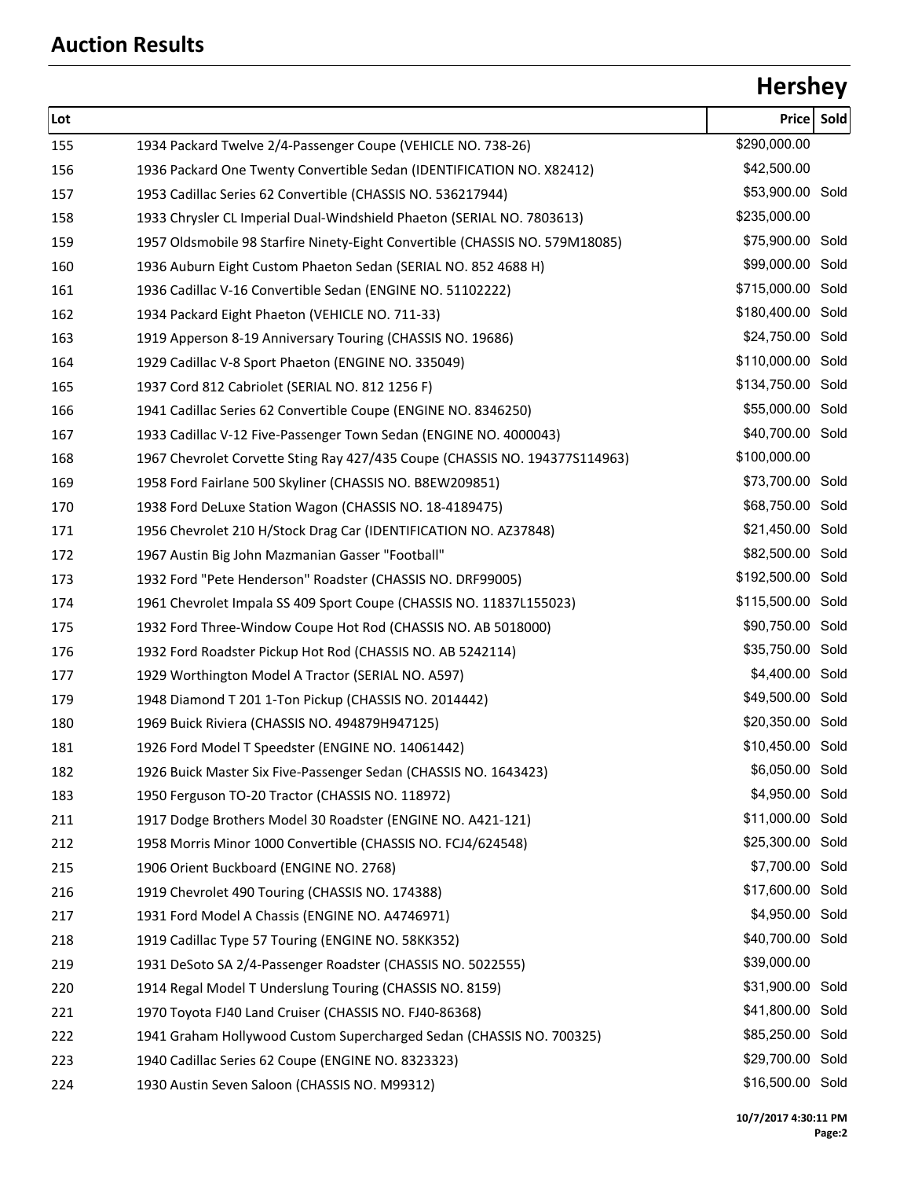## Auction Results

## Hershey

| Lot | | Price | Sold |
|---|---|---|---|
| 155 | 1934 Packard Twelve 2/4-Passenger Coupe (VEHICLE NO. 738-26) | $290,000.00 | |
| 156 | 1936 Packard One Twenty Convertible Sedan (IDENTIFICATION NO. X82412) | $42,500.00 | |
| 157 | 1953 Cadillac Series 62 Convertible (CHASSIS NO. 536217944) | $53,900.00 | Sold |
| 158 | 1933 Chrysler CL Imperial Dual-Windshield Phaeton (SERIAL NO. 7803613) | $235,000.00 | |
| 159 | 1957 Oldsmobile 98 Starfire Ninety-Eight Convertible (CHASSIS NO. 579M18085) | $75,900.00 | Sold |
| 160 | 1936 Auburn Eight Custom Phaeton Sedan (SERIAL NO. 852 4688 H) | $99,000.00 | Sold |
| 161 | 1936 Cadillac V-16 Convertible Sedan (ENGINE NO. 51102222) | $715,000.00 | Sold |
| 162 | 1934 Packard Eight Phaeton (VEHICLE NO. 711-33) | $180,400.00 | Sold |
| 163 | 1919 Apperson 8-19 Anniversary Touring (CHASSIS NO. 19686) | $24,750.00 | Sold |
| 164 | 1929 Cadillac V-8 Sport Phaeton (ENGINE NO. 335049) | $110,000.00 | Sold |
| 165 | 1937 Cord 812 Cabriolet (SERIAL NO. 812 1256 F) | $134,750.00 | Sold |
| 166 | 1941 Cadillac Series 62 Convertible Coupe (ENGINE NO. 8346250) | $55,000.00 | Sold |
| 167 | 1933 Cadillac V-12 Five-Passenger Town Sedan (ENGINE NO. 4000043) | $40,700.00 | Sold |
| 168 | 1967 Chevrolet Corvette Sting Ray 427/435 Coupe (CHASSIS NO. 194377S114963) | $100,000.00 | |
| 169 | 1958 Ford Fairlane 500 Skyliner (CHASSIS NO. B8EW209851) | $73,700.00 | Sold |
| 170 | 1938 Ford DeLuxe Station Wagon (CHASSIS NO. 18-4189475) | $68,750.00 | Sold |
| 171 | 1956 Chevrolet 210 H/Stock Drag Car (IDENTIFICATION NO. AZ37848) | $21,450.00 | Sold |
| 172 | 1967 Austin Big John Mazmanian Gasser "Football" | $82,500.00 | Sold |
| 173 | 1932 Ford "Pete Henderson" Roadster (CHASSIS NO. DRF99005) | $192,500.00 | Sold |
| 174 | 1961 Chevrolet Impala SS 409 Sport Coupe (CHASSIS NO. 11837L155023) | $115,500.00 | Sold |
| 175 | 1932 Ford Three-Window Coupe Hot Rod (CHASSIS NO. AB 5018000) | $90,750.00 | Sold |
| 176 | 1932 Ford Roadster Pickup Hot Rod (CHASSIS NO. AB 5242114) | $35,750.00 | Sold |
| 177 | 1929 Worthington Model A Tractor (SERIAL NO. A597) | $4,400.00 | Sold |
| 179 | 1948 Diamond T 201 1-Ton Pickup (CHASSIS NO. 2014442) | $49,500.00 | Sold |
| 180 | 1969 Buick Riviera (CHASSIS NO. 494879H947125) | $20,350.00 | Sold |
| 181 | 1926 Ford Model T Speedster (ENGINE NO. 14061442) | $10,450.00 | Sold |
| 182 | 1926 Buick Master Six Five-Passenger Sedan (CHASSIS NO. 1643423) | $6,050.00 | Sold |
| 183 | 1950 Ferguson TO-20 Tractor (CHASSIS NO. 118972) | $4,950.00 | Sold |
| 211 | 1917 Dodge Brothers Model 30 Roadster (ENGINE NO. A421-121) | $11,000.00 | Sold |
| 212 | 1958 Morris Minor 1000 Convertible (CHASSIS NO. FCJ4/624548) | $25,300.00 | Sold |
| 215 | 1906 Orient Buckboard (ENGINE NO. 2768) | $7,700.00 | Sold |
| 216 | 1919 Chevrolet 490 Touring (CHASSIS NO. 174388) | $17,600.00 | Sold |
| 217 | 1931 Ford Model A Chassis (ENGINE NO. A4746971) | $4,950.00 | Sold |
| 218 | 1919 Cadillac Type 57 Touring (ENGINE NO. 58KK352) | $40,700.00 | Sold |
| 219 | 1931 DeSoto SA 2/4-Passenger Roadster (CHASSIS NO. 5022555) | $39,000.00 | |
| 220 | 1914 Regal Model T Underslung Touring (CHASSIS NO. 8159) | $31,900.00 | Sold |
| 221 | 1970 Toyota FJ40 Land Cruiser (CHASSIS NO. FJ40-86368) | $41,800.00 | Sold |
| 222 | 1941 Graham Hollywood Custom Supercharged Sedan (CHASSIS NO. 700325) | $85,250.00 | Sold |
| 223 | 1940 Cadillac Series 62 Coupe (ENGINE NO. 8323323) | $29,700.00 | Sold |
| 224 | 1930 Austin Seven Saloon (CHASSIS NO. M99312) | $16,500.00 | Sold |

10/7/2017 4:30:11 PM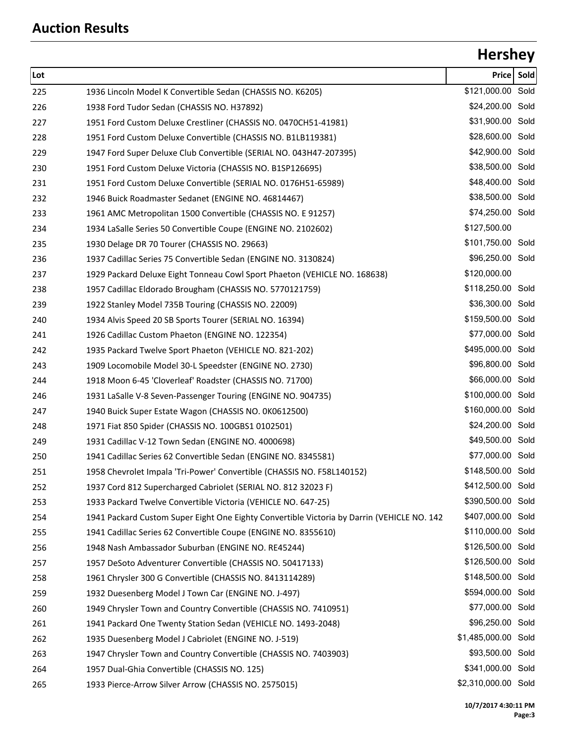## Auction Results

# Hershey

| Lot | | Price | Sold |
|---|---|---|---|
| 225 | 1936 Lincoln Model K Convertible Sedan (CHASSIS NO. K6205) | $121,000.00 | Sold |
| 226 | 1938 Ford Tudor Sedan (CHASSIS NO. H37892) | $24,200.00 | Sold |
| 227 | 1951 Ford Custom Deluxe Crestliner (CHASSIS NO. 0470CH51-41981) | $31,900.00 | Sold |
| 228 | 1951 Ford Custom Deluxe Convertible (CHASSIS NO. B1LB119381) | $28,600.00 | Sold |
| 229 | 1947 Ford Super Deluxe Club Convertible (SERIAL NO. 043H47-207395) | $42,900.00 | Sold |
| 230 | 1951 Ford Custom Deluxe Victoria (CHASSIS NO. B1SP126695) | $38,500.00 | Sold |
| 231 | 1951 Ford Custom Deluxe Convertible (SERIAL NO. 0176H51-65989) | $48,400.00 | Sold |
| 232 | 1946 Buick Roadmaster Sedanet (ENGINE NO. 46814467) | $38,500.00 | Sold |
| 233 | 1961 AMC Metropolitan 1500 Convertible (CHASSIS NO. E 91257) | $74,250.00 | Sold |
| 234 | 1934 LaSalle Series 50 Convertible Coupe (ENGINE NO. 2102602) | $127,500.00 | |
| 235 | 1930 Delage DR 70 Tourer (CHASSIS NO. 29663) | $101,750.00 | Sold |
| 236 | 1937 Cadillac Series 75 Convertible Sedan (ENGINE NO. 3130824) | $96,250.00 | Sold |
| 237 | 1929 Packard Deluxe Eight Tonneau Cowl Sport Phaeton (VEHICLE NO. 168638) | $120,000.00 | |
| 238 | 1957 Cadillac Eldorado Brougham (CHASSIS NO. 5770121759) | $118,250.00 | Sold |
| 239 | 1922 Stanley Model 735B Touring (CHASSIS NO. 22009) | $36,300.00 | Sold |
| 240 | 1934 Alvis Speed 20 SB Sports Tourer (SERIAL NO. 16394) | $159,500.00 | Sold |
| 241 | 1926 Cadillac Custom Phaeton (ENGINE NO. 122354) | $77,000.00 | Sold |
| 242 | 1935 Packard Twelve Sport Phaeton (VEHICLE NO. 821-202) | $495,000.00 | Sold |
| 243 | 1909 Locomobile Model 30-L Speedster (ENGINE NO. 2730) | $96,800.00 | Sold |
| 244 | 1918 Moon 6-45 'Cloverleaf' Roadster (CHASSIS NO. 71700) | $66,000.00 | Sold |
| 246 | 1931 LaSalle V-8 Seven-Passenger Touring (ENGINE NO. 904735) | $100,000.00 | Sold |
| 247 | 1940 Buick Super Estate Wagon (CHASSIS NO. 0K0612500) | $160,000.00 | Sold |
| 248 | 1971 Fiat 850 Spider (CHASSIS NO. 100GBS1 0102501) | $24,200.00 | Sold |
| 249 | 1931 Cadillac V-12 Town Sedan (ENGINE NO. 4000698) | $49,500.00 | Sold |
| 250 | 1941 Cadillac Series 62 Convertible Sedan (ENGINE NO. 8345581) | $77,000.00 | Sold |
| 251 | 1958 Chevrolet Impala 'Tri-Power' Convertible (CHASSIS NO. F58L140152) | $148,500.00 | Sold |
| 252 | 1937 Cord 812 Supercharged Cabriolet (SERIAL NO. 812 32023 F) | $412,500.00 | Sold |
| 253 | 1933 Packard Twelve Convertible Victoria (VEHICLE NO. 647-25) | $390,500.00 | Sold |
| 254 | 1941 Packard Custom Super Eight One Eighty Convertible Victoria by Darrin (VEHICLE NO. 142 | $407,000.00 | Sold |
| 255 | 1941 Cadillac Series 62 Convertible Coupe (ENGINE NO. 8355610) | $110,000.00 | Sold |
| 256 | 1948 Nash Ambassador Suburban (ENGINE NO. RE45244) | $126,500.00 | Sold |
| 257 | 1957 DeSoto Adventurer Convertible (CHASSIS NO. 50417133) | $126,500.00 | Sold |
| 258 | 1961 Chrysler 300 G Convertible (CHASSIS NO. 8413114289) | $148,500.00 | Sold |
| 259 | 1932 Duesenberg Model J Town Car (ENGINE NO. J-497) | $594,000.00 | Sold |
| 260 | 1949 Chrysler Town and Country Convertible (CHASSIS NO. 7410951) | $77,000.00 | Sold |
| 261 | 1941 Packard One Twenty Station Sedan (VEHICLE NO. 1493-2048) | $96,250.00 | Sold |
| 262 | 1935 Duesenberg Model J Cabriolet (ENGINE NO. J-519) | $1,485,000.00 | Sold |
| 263 | 1947 Chrysler Town and Country Convertible (CHASSIS NO. 7403903) | $93,500.00 | Sold |
| 264 | 1957 Dual-Ghia Convertible (CHASSIS NO. 125) | $341,000.00 | Sold |
| 265 | 1933 Pierce-Arrow Silver Arrow (CHASSIS NO. 2575015) | $2,310,000.00 | Sold |

**10/7/2017 4:30:11 PM**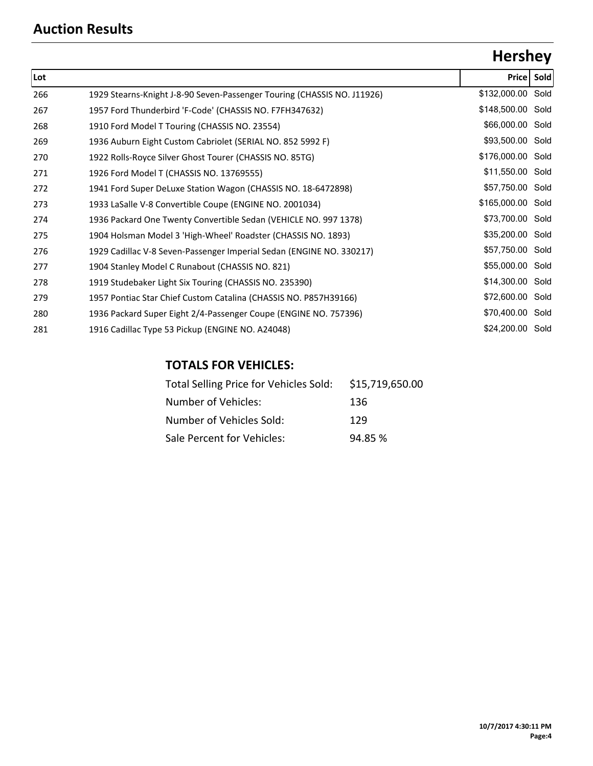## Auction Results

## Hershey

| Lot | | Price | Sold |
|---|---|---|---|
| 266 | 1929 Stearns-Knight J-8-90 Seven-Passenger Touring (CHASSIS NO. J11926) | $132,000.00 | Sold |
| 267 | 1957 Ford Thunderbird 'F-Code' (CHASSIS NO. F7FH347632) | $148,500.00 | Sold |
| 268 | 1910 Ford Model T Touring (CHASSIS NO. 23554) | $66,000.00 | Sold |
| 269 | 1936 Auburn Eight Custom Cabriolet (SERIAL NO. 852 5992 F) | $93,500.00 | Sold |
| 270 | 1922 Rolls-Royce Silver Ghost Tourer (CHASSIS NO. 85TG) | $176,000.00 | Sold |
| 271 | 1926 Ford Model T (CHASSIS NO. 13769555) | $11,550.00 | Sold |
| 272 | 1941 Ford Super DeLuxe Station Wagon (CHASSIS NO. 18-6472898) | $57,750.00 | Sold |
| 273 | 1933 LaSalle V-8 Convertible Coupe (ENGINE NO. 2001034) | $165,000.00 | Sold |
| 274 | 1936 Packard One Twenty Convertible Sedan (VEHICLE NO. 997 1378) | $73,700.00 | Sold |
| 275 | 1904 Holsman Model 3 'High-Wheel' Roadster (CHASSIS NO. 1893) | $35,200.00 | Sold |
| 276 | 1929 Cadillac V-8 Seven-Passenger Imperial Sedan (ENGINE NO. 330217) | $57,750.00 | Sold |
| 277 | 1904 Stanley Model C Runabout (CHASSIS NO. 821) | $55,000.00 | Sold |
| 278 | 1919 Studebaker Light Six Touring (CHASSIS NO. 235390) | $14,300.00 | Sold |
| 279 | 1957 Pontiac Star Chief Custom Catalina (CHASSIS NO. P857H39166) | $72,600.00 | Sold |
| 280 | 1936 Packard Super Eight 2/4-Passenger Coupe (ENGINE NO. 757396) | $70,400.00 | Sold |
| 281 | 1916 Cadillac Type 53 Pickup (ENGINE NO. A24048) | $24,200.00 | Sold |

### TOTALS FOR VEHICLES:

| | |
|---|---|
| Total Selling Price for Vehicles Sold: | $15,719,650.00 |
| Number of Vehicles: | 136 |
| Number of Vehicles Sold: | 129 |
| Sale Percent for Vehicles: | 94.85 % |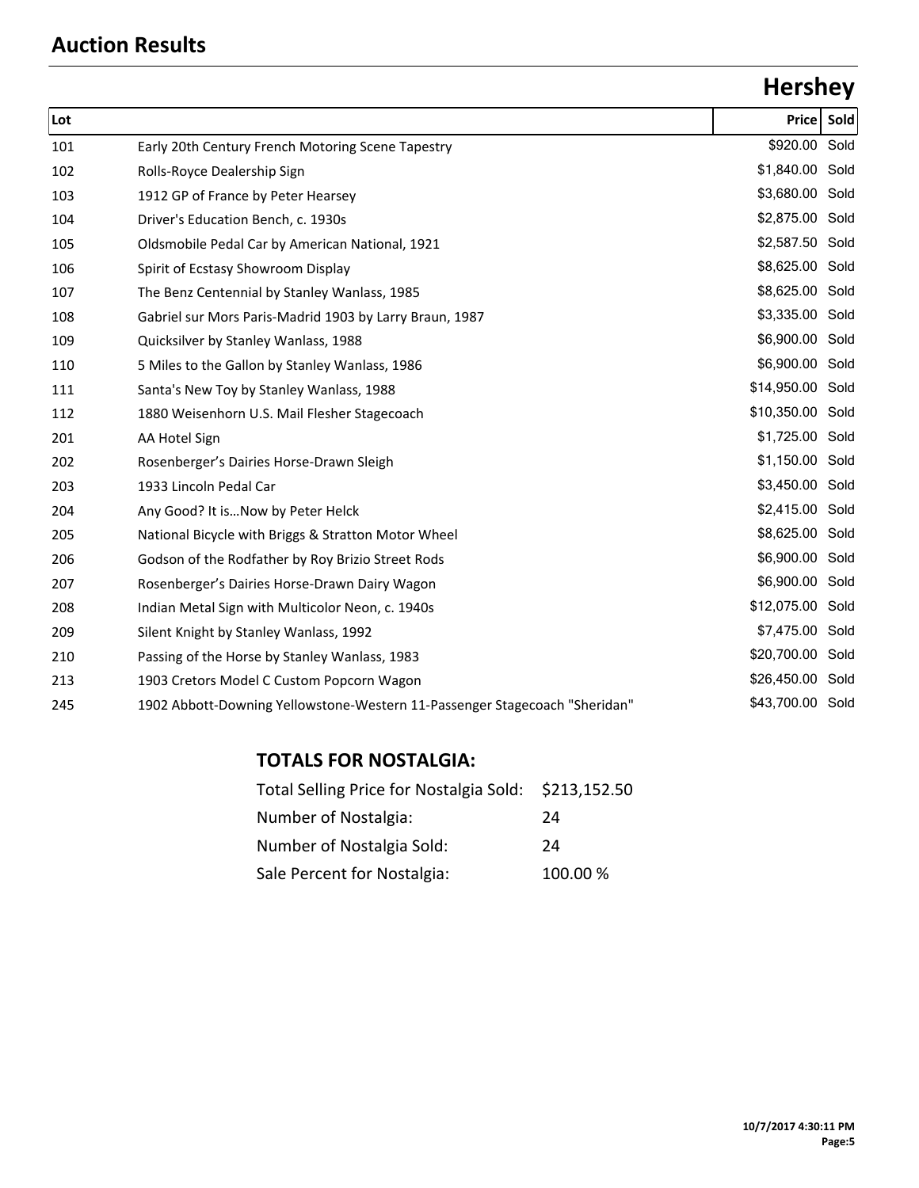## Auction Results

## Hershey

| Lot | | Price | Sold |
|---|---|---|---|
| 101 | Early 20th Century French Motoring Scene Tapestry | $920.00 | Sold |
| 102 | Rolls-Royce Dealership Sign | $1,840.00 | Sold |
| 103 | 1912 GP of France by Peter Hearsey | $3,680.00 | Sold |
| 104 | Driver's Education Bench, c. 1930s | $2,875.00 | Sold |
| 105 | Oldsmobile Pedal Car by American National, 1921 | $2,587.50 | Sold |
| 106 | Spirit of Ecstasy Showroom Display | $8,625.00 | Sold |
| 107 | The Benz Centennial by Stanley Wanlass, 1985 | $8,625.00 | Sold |
| 108 | Gabriel sur Mors Paris-Madrid 1903 by Larry Braun, 1987 | $3,335.00 | Sold |
| 109 | Quicksilver by Stanley Wanlass, 1988 | $6,900.00 | Sold |
| 110 | 5 Miles to the Gallon by Stanley Wanlass, 1986 | $6,900.00 | Sold |
| 111 | Santa's New Toy by Stanley Wanlass, 1988 | $14,950.00 | Sold |
| 112 | 1880 Weisenhorn U.S. Mail Flesher Stagecoach | $10,350.00 | Sold |
| 201 | AA Hotel Sign | $1,725.00 | Sold |
| 202 | Rosenberger's Dairies Horse-Drawn Sleigh | $1,150.00 | Sold |
| 203 | 1933 Lincoln Pedal Car | $3,450.00 | Sold |
| 204 | Any Good? It is…Now by Peter Helck | $2,415.00 | Sold |
| 205 | National Bicycle with Briggs & Stratton Motor Wheel | $8,625.00 | Sold |
| 206 | Godson of the Rodfather by Roy Brizio Street Rods | $6,900.00 | Sold |
| 207 | Rosenberger's Dairies Horse-Drawn Dairy Wagon | $6,900.00 | Sold |
| 208 | Indian Metal Sign with Multicolor Neon, c. 1940s | $12,075.00 | Sold |
| 209 | Silent Knight by Stanley Wanlass, 1992 | $7,475.00 | Sold |
| 210 | Passing of the Horse by Stanley Wanlass, 1983 | $20,700.00 | Sold |
| 213 | 1903 Cretors Model C Custom Popcorn Wagon | $26,450.00 | Sold |
| 245 | 1902 Abbott-Downing Yellowstone-Western 11-Passenger Stagecoach "Sheridan" | $43,700.00 | Sold |

### TOTALS FOR NOSTALGIA:

| | |
|---|---|
| Total Selling Price for Nostalgia Sold: | $213,152.50 |
| Number of Nostalgia: | 24 |
| Number of Nostalgia Sold: | 24 |
| Sale Percent for Nostalgia: | 100.00 % |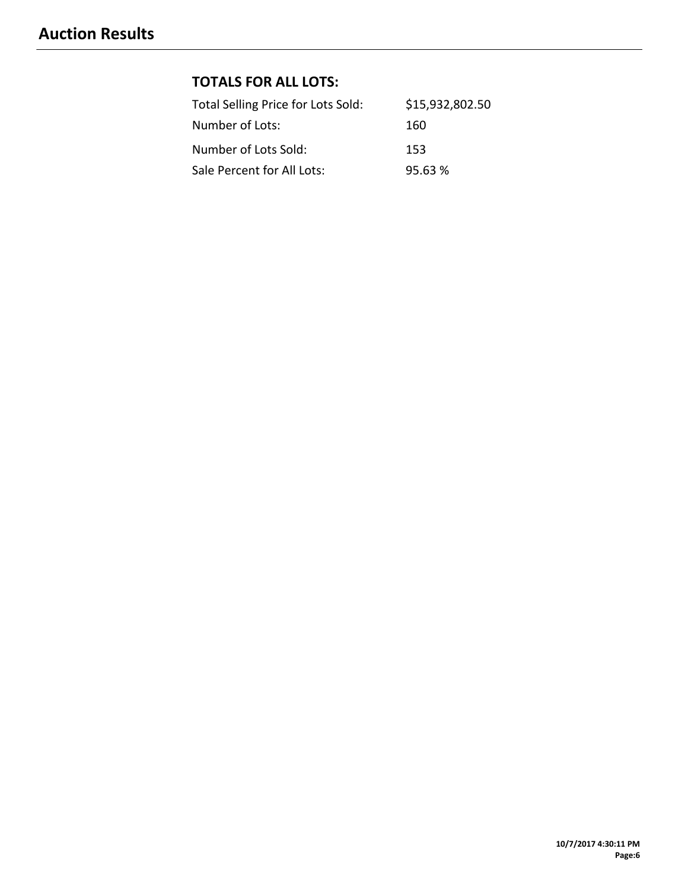## Auction Results

### TOTALS FOR ALL LOTS:

| | |
|---|---|
| Total Selling Price for Lots Sold: | $15,932,802.50 |
| Number of Lots: | 160 |
| Number of Lots Sold: | 153 |
| Sale Percent for All Lots: | 95.63 % |

**10/7/2017 4:30:11 PM**